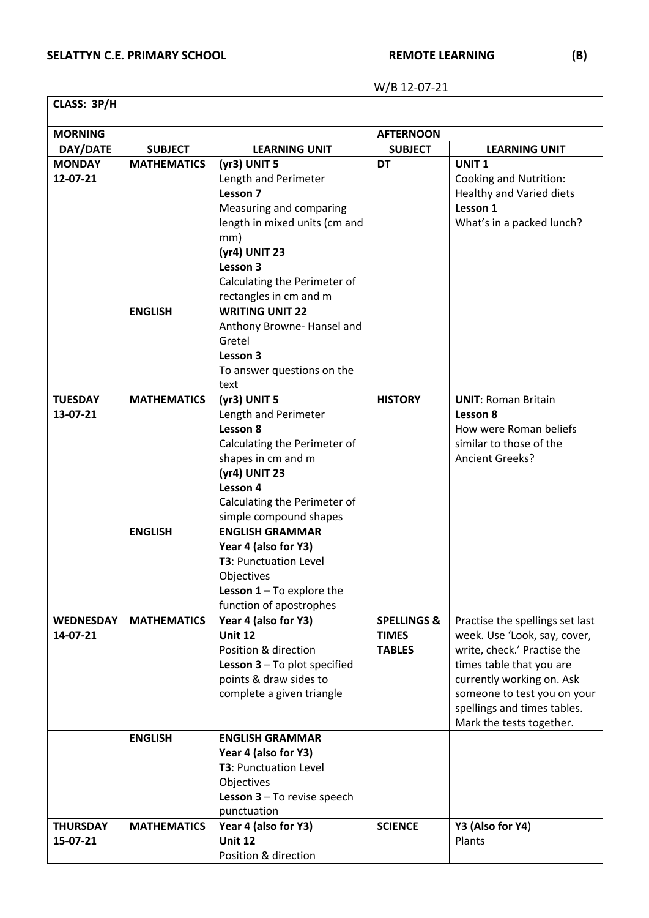**SELATTYN C.E. PRIMARY SCHOOL** **REMOTE LEARNING** **(B)**

W/B 12-07-21

| **CLASS: 3P/H** | | | | |
|---|---|---|---|---|
| **MORNING** | | | **AFTERNOON** | |
| **DAY/DATE** | **SUBJECT** | **LEARNING UNIT** | **SUBJECT** | **LEARNING UNIT** |
| **MONDAY** 12-07-21 | **MATHEMATICS** | **(yr3) UNIT 5** Length and Perimeter **Lesson 7** Measuring and comparing length in mixed units (cm and mm) **(yr4) UNIT 23** **Lesson 3** Calculating the Perimeter of rectangles in cm and m | **DT** | **UNIT 1** Cooking and Nutrition: Healthy and Varied diets **Lesson 1** What's in a packed lunch? |
| | **ENGLISH** | **WRITING UNIT 22** Anthony Browne- Hansel and Gretel **Lesson 3** To answer questions on the text | | |
| **TUESDAY** 13-07-21 | **MATHEMATICS** | **(yr3) UNIT 5** Length and Perimeter **Lesson 8** Calculating the Perimeter of shapes in cm and m **(yr4) UNIT 23** **Lesson 4** Calculating the Perimeter of simple compound shapes | **HISTORY** | **UNIT**: Roman Britain **Lesson 8** How were Roman beliefs similar to those of the Ancient Greeks? |
| | **ENGLISH** | **ENGLISH GRAMMAR** **Year 4 (also for Y3)** **T3**: Punctuation Level Objectives **Lesson 1 –** To explore the function of apostrophes | | |
| **WEDNESDAY** 14-07-21 | **MATHEMATICS** | **Year 4 (also for Y3)** **Unit 12** Position & direction **Lesson 3** – To plot specified points & draw sides to complete a given triangle | **SPELLINGS & TIMES TABLES** | Practise the spellings set last week. Use 'Look, say, cover, write, check.' Practise the times table that you are currently working on. Ask someone to test you on your spellings and times tables. Mark the tests together. |
| | **ENGLISH** | **ENGLISH GRAMMAR** **Year 4 (also for Y3)** **T3**: Punctuation Level Objectives **Lesson 3** – To revise speech punctuation | | |
| **THURSDAY** 15-07-21 | **MATHEMATICS** | **Year 4 (also for Y3)** **Unit 12** Position & direction | **SCIENCE** | **Y3 (Also for Y4)** Plants |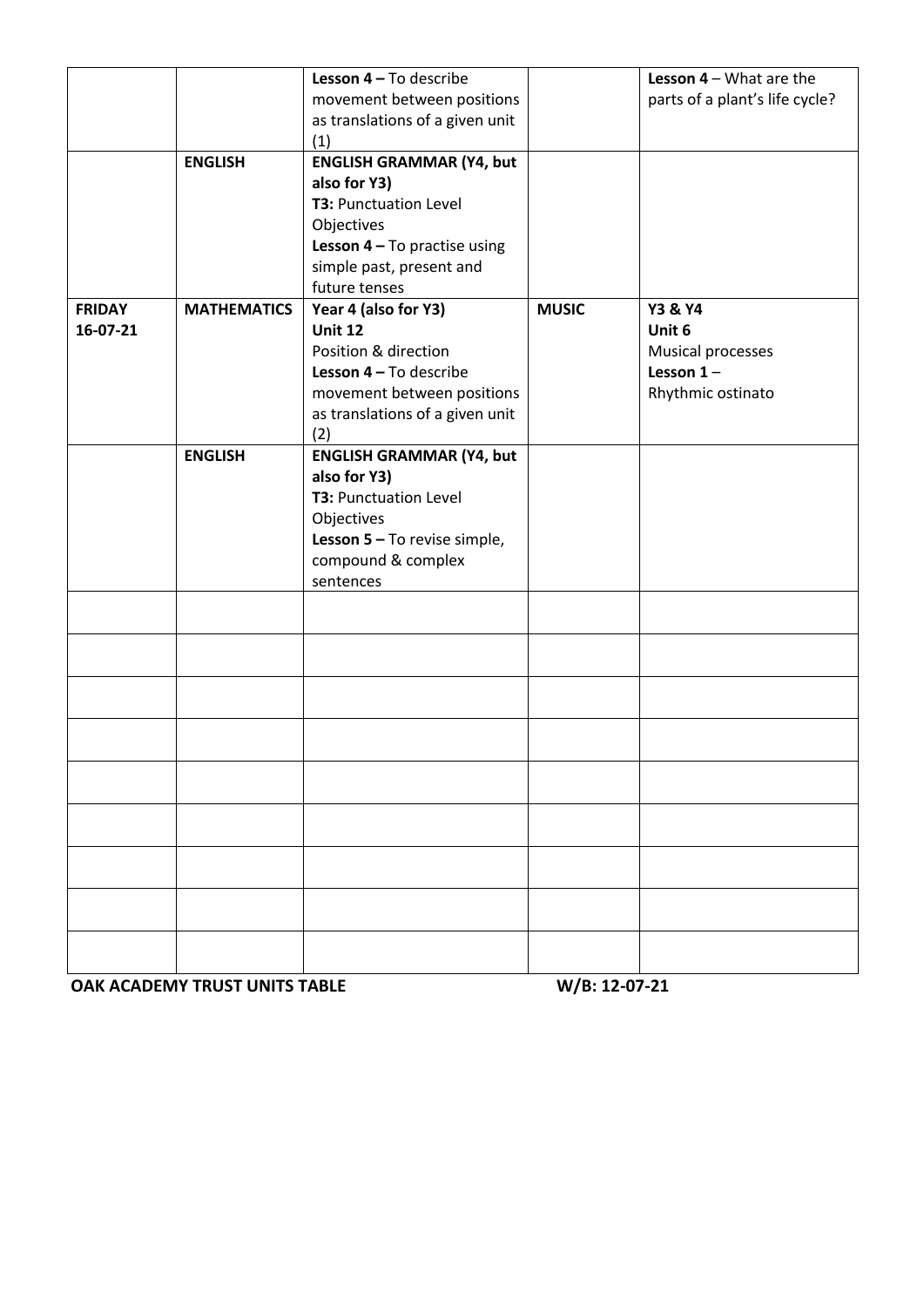| | | | | |
|---|---|---|---|---|
| | | **Lesson 4 –** To describe movement between positions as translations of a given unit (1) | | **Lesson 4** – What are the parts of a plant's life cycle? |
| | **ENGLISH** | **ENGLISH GRAMMAR (Y4, but also for Y3)**<br>**T3:** Punctuation Level Objectives<br>**Lesson 4 –** To practise using simple past, present and future tenses | | |
| **FRIDAY 16-07-21** | **MATHEMATICS** | **Year 4 (also for Y3)**<br>**Unit 12**<br>Position & direction<br>**Lesson 4 –** To describe movement between positions as translations of a given unit (2) | **MUSIC** | **Y3 & Y4**<br>**Unit 6**<br>Musical processes<br>**Lesson 1** –<br>Rhythmic ostinato |
| | **ENGLISH** | **ENGLISH GRAMMAR (Y4, but also for Y3)**<br>**T3:** Punctuation Level Objectives<br>**Lesson 5 –** To revise simple, compound & complex sentences | | |
| | | | | |
| | | | | |
| | | | | |
| | | | | |
| | | | | |
| | | | | |
| | | | | |
| | | | | |
| | | | | |

**OAK ACADEMY TRUST UNITS TABLE** **W/B: 12-07-21**